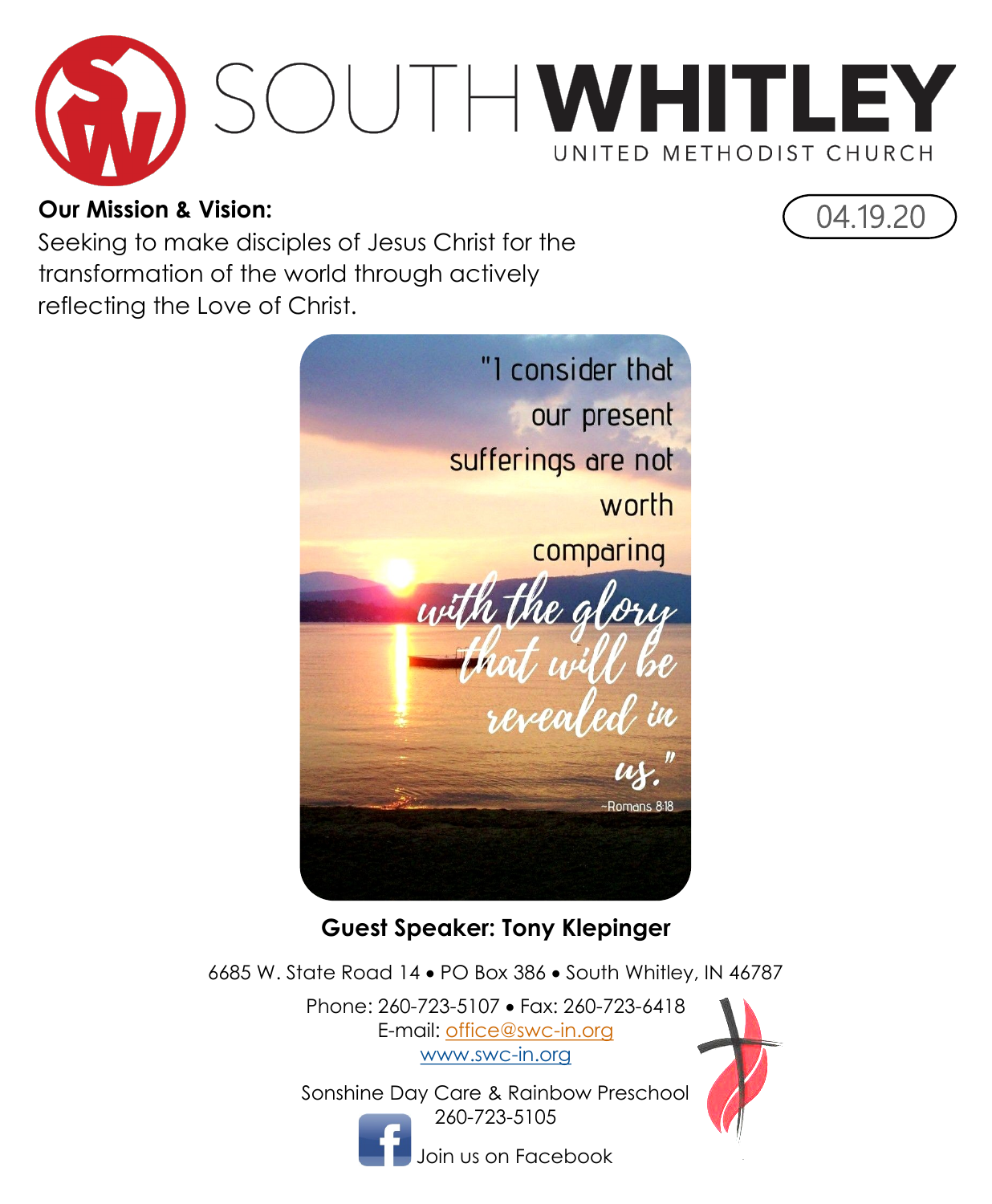# SOUTH WHITLEY

UNITED METHODIST CHURCH

04.19.20

**Our Mission & Vision:**
Seeking to make disciples of Jesus Christ for the transformation of the world through actively reflecting the Love of Christ.

"I consider that our present sufferings are not worth comparing with the glory that will be revealed in us."
~Romans 8:18

**Guest Speaker: Tony Klepinger**

6685 W. State Road 14 • PO Box 386 • South Whitley, IN 46787

Phone: 260-723-5107 • Fax: 260-723-6418
E-mail: office@swc-in.org
www.swc-in.org

Sonshine Day Care & Rainbow Preschool
260-723-5105

Join us on Facebook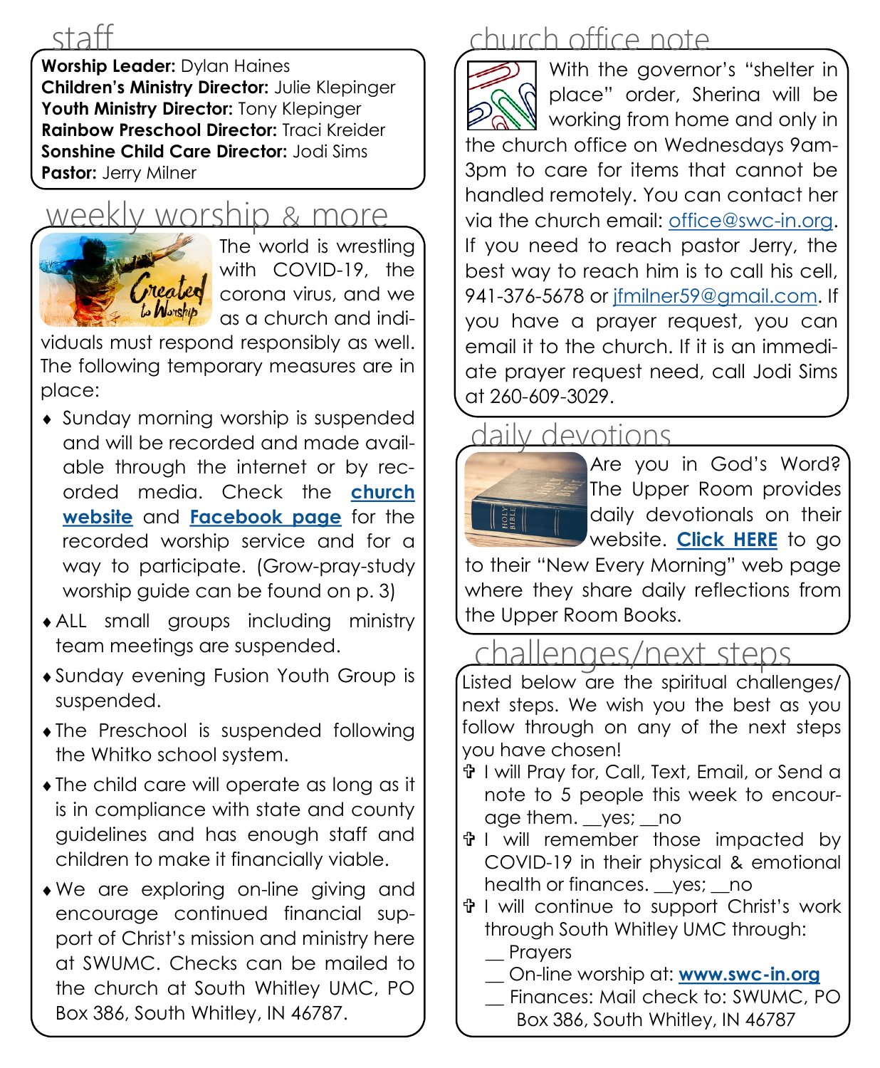## staff

**Worship Leader:** Dylan Haines
**Children's Ministry Director:** Julie Klepinger
**Youth Ministry Director:** Tony Klepinger
**Rainbow Preschool Director:** Traci Kreider
**Sonshine Child Care Director:** Jodi Sims
**Pastor:** Jerry Milner

## weekly worship & more

The world is wrestling with COVID-19, the corona virus, and we as a church and individuals must respond responsibly as well. The following temporary measures are in place:

- Sunday morning worship is suspended and will be recorded and made available through the internet or by recorded media. Check the **church website** and **Facebook page** for the recorded worship service and for a way to participate. (Grow-pray-study worship guide can be found on p. 3)
- ALL small groups including ministry team meetings are suspended.
- Sunday evening Fusion Youth Group is suspended.
- The Preschool is suspended following the Whitko school system.
- The child care will operate as long as it is in compliance with state and county guidelines and has enough staff and children to make it financially viable.
- We are exploring on-line giving and encourage continued financial support of Christ's mission and ministry here at SWUMC. Checks can be mailed to the church at South Whitley UMC, PO Box 386, South Whitley, IN 46787.

## church office note

With the governor's "shelter in place" order, Sherina will be working from home and only in the church office on Wednesdays 9am-3pm to care for items that cannot be handled remotely. You can contact her via the church email: office@swc-in.org. If you need to reach pastor Jerry, the best way to reach him is to call his cell, 941-376-5678 or jfmilner59@gmail.com. If you have a prayer request, you can email it to the church. If it is an immediate prayer request need, call Jodi Sims at 260-609-3029.

## daily devotions

Are you in God's Word? The Upper Room provides daily devotionals on their website. **Click HERE** to go to their "New Every Morning" web page where they share daily reflections from the Upper Room Books.

## challenges/next steps

Listed below are the spiritual challenges/ next steps. We wish you the best as you follow through on any of the next steps you have chosen!

- I will Pray for, Call, Text, Email, or Send a note to 5 people this week to encourage them. __yes; __no
- I will remember those impacted by COVID-19 in their physical & emotional health or finances. __yes; __no
- I will continue to support Christ's work through South Whitley UMC through:
  - __ Prayers
  - __ On-line worship at: **www.swc-in.org**
  - __ Finances: Mail check to: SWUMC, PO Box 386, South Whitley, IN 46787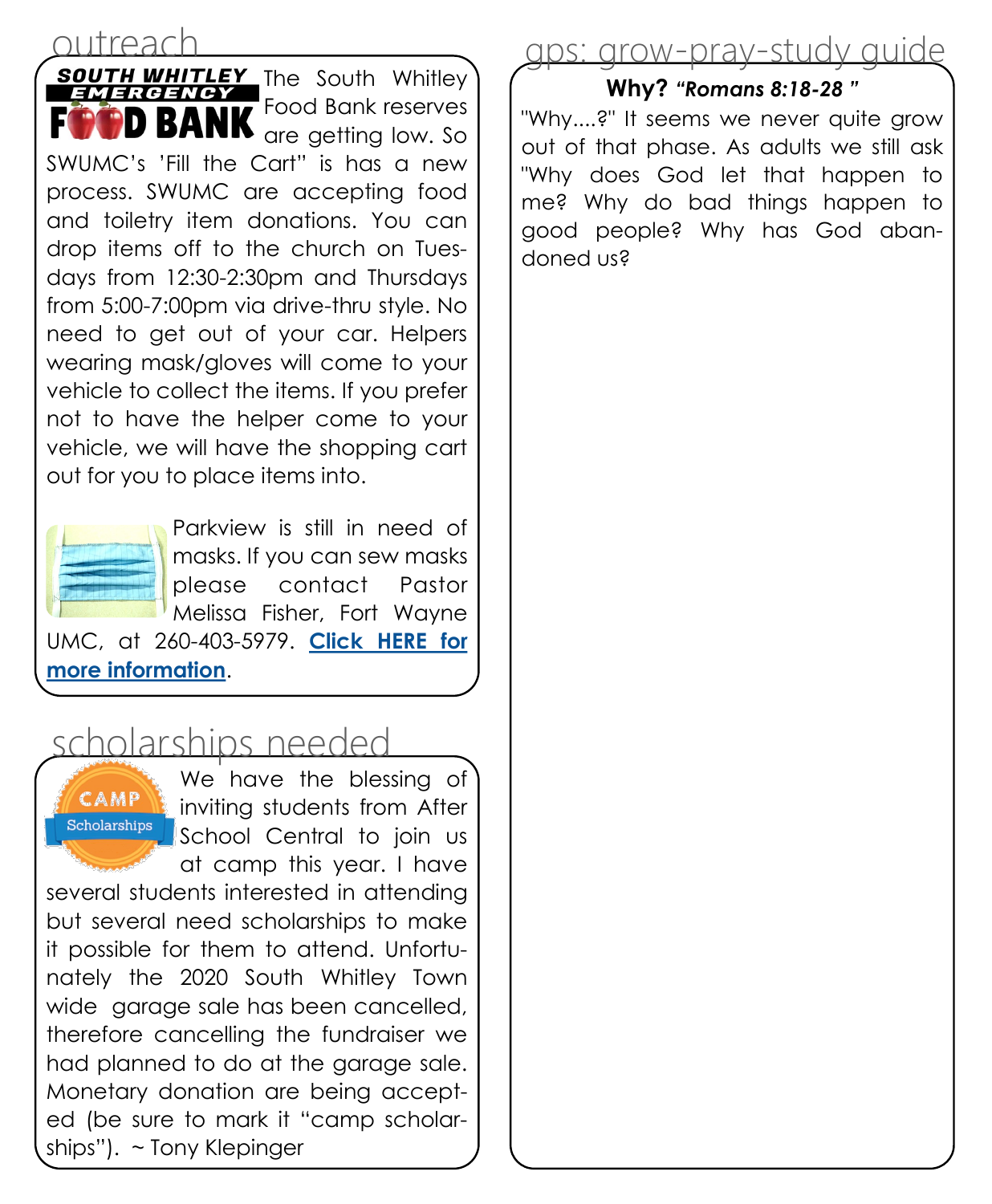## outreach

The South Whitley Food Bank reserves are getting low. So SWUMC's 'Fill the Cart" is has a new process. SWUMC are accepting food and toiletry item donations. You can drop items off to the church on Tuesdays from 12:30-2:30pm and Thursdays from 5:00-7:00pm via drive-thru style. No need to get out of your car. Helpers wearing mask/gloves will come to your vehicle to collect the items. If you prefer not to have the helper come to your vehicle, we will have the shopping cart out for you to place items into.

Parkview is still in need of masks. If you can sew masks please contact Pastor Melissa Fisher, Fort Wayne UMC, at 260-403-5979. **Click HERE for more information**.

## scholarships needed

We have the blessing of inviting students from After School Central to join us at camp this year. I have several students interested in attending but several need scholarships to make it possible for them to attend. Unfortunately the 2020 South Whitley Town wide garage sale has been cancelled, therefore cancelling the fundraiser we had planned to do at the garage sale. Monetary donation are being accepted (be sure to mark it "camp scholarships"). ~ Tony Klepinger

## gps: grow-pray-study guide

**Why? *"Romans 8:18-28 "***

"Why....?" It seems we never quite grow out of that phase. As adults we still ask "Why does God let that happen to me? Why do bad things happen to good people? Why has God abandoned us?